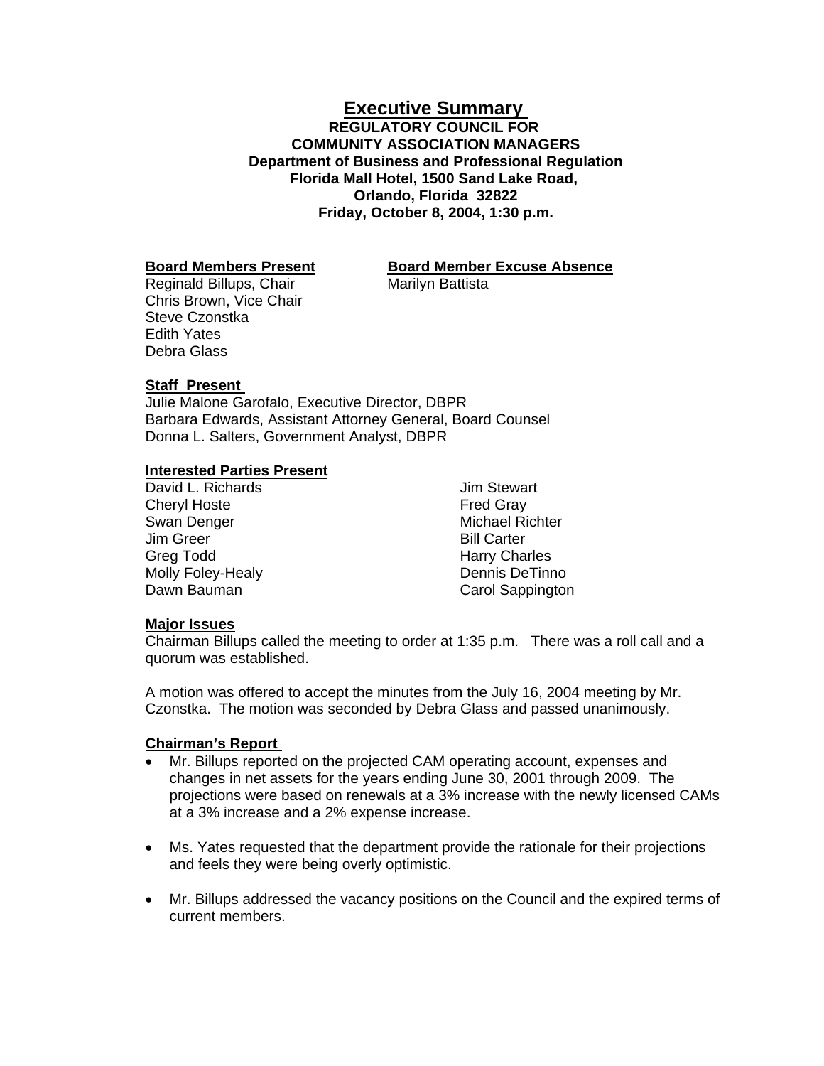# Executive Summary

**REGULATORY COUNCIL FOR**
**COMMUNITY ASSOCIATION MANAGERS**
**Department of Business and Professional Regulation**
**Florida Mall Hotel, 1500 Sand Lake Road,**
**Orlando, Florida 32822**
**Friday, October 8, 2004, 1:30 p.m.**

| **Board Members Present** | **Board Member Excuse Absence** |
|---|---|
| Reginald Billups, Chair | Marilyn Battista |
| Chris Brown, Vice Chair | |
| Steve Czonstka | |
| Edith Yates | |
| Debra Glass | |

**Staff Present**

Julie Malone Garofalo, Executive Director, DBPR
Barbara Edwards, Assistant Attorney General, Board Counsel
Donna L. Salters, Government Analyst, DBPR

**Interested Parties Present**

David L. Richards
Cheryl Hoste
Swan Denger
Jim Greer
Greg Todd
Molly Foley-Healy
Dawn Bauman
Jim Stewart
Fred Gray
Michael Richter
Bill Carter
Harry Charles
Dennis DeTinno
Carol Sappington

**Major Issues**

Chairman Billups called the meeting to order at 1:35 p.m. There was a roll call and a quorum was established.

A motion was offered to accept the minutes from the July 16, 2004 meeting by Mr. Czonstka. The motion was seconded by Debra Glass and passed unanimously.

**Chairman's Report**

- Mr. Billups reported on the projected CAM operating account, expenses and changes in net assets for the years ending June 30, 2001 through 2009. The projections were based on renewals at a 3% increase with the newly licensed CAMs at a 3% increase and a 2% expense increase.
- Ms. Yates requested that the department provide the rationale for their projections and feels they were being overly optimistic.
- Mr. Billups addressed the vacancy positions on the Council and the expired terms of current members.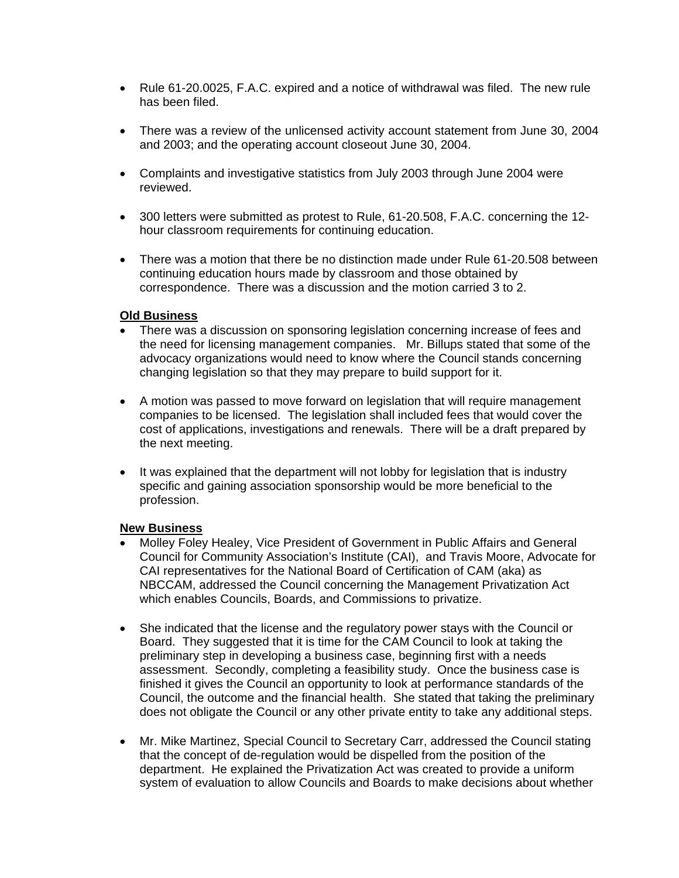- Rule 61-20.0025, F.A.C. expired and a notice of withdrawal was filed. The new rule has been filed.

- There was a review of the unlicensed activity account statement from June 30, 2004 and 2003; and the operating account closeout June 30, 2004.

- Complaints and investigative statistics from July 2003 through June 2004 were reviewed.

- 300 letters were submitted as protest to Rule, 61-20.508, F.A.C. concerning the 12-hour classroom requirements for continuing education.

- There was a motion that there be no distinction made under Rule 61-20.508 between continuing education hours made by classroom and those obtained by correspondence. There was a discussion and the motion carried 3 to 2.

**Old Business**

- There was a discussion on sponsoring legislation concerning increase of fees and the need for licensing management companies. Mr. Billups stated that some of the advocacy organizations would need to know where the Council stands concerning changing legislation so that they may prepare to build support for it.

- A motion was passed to move forward on legislation that will require management companies to be licensed. The legislation shall included fees that would cover the cost of applications, investigations and renewals. There will be a draft prepared by the next meeting.

- It was explained that the department will not lobby for legislation that is industry specific and gaining association sponsorship would be more beneficial to the profession.

**New Business**

- Molley Foley Healey, Vice President of Government in Public Affairs and General Council for Community Association's Institute (CAI), and Travis Moore, Advocate for CAI representatives for the National Board of Certification of CAM (aka) as NBCCAM, addressed the Council concerning the Management Privatization Act which enables Councils, Boards, and Commissions to privatize.

- She indicated that the license and the regulatory power stays with the Council or Board. They suggested that it is time for the CAM Council to look at taking the preliminary step in developing a business case, beginning first with a needs assessment. Secondly, completing a feasibility study. Once the business case is finished it gives the Council an opportunity to look at performance standards of the Council, the outcome and the financial health. She stated that taking the preliminary does not obligate the Council or any other private entity to take any additional steps.

- Mr. Mike Martinez, Special Council to Secretary Carr, addressed the Council stating that the concept of de-regulation would be dispelled from the position of the department. He explained the Privatization Act was created to provide a uniform system of evaluation to allow Councils and Boards to make decisions about whether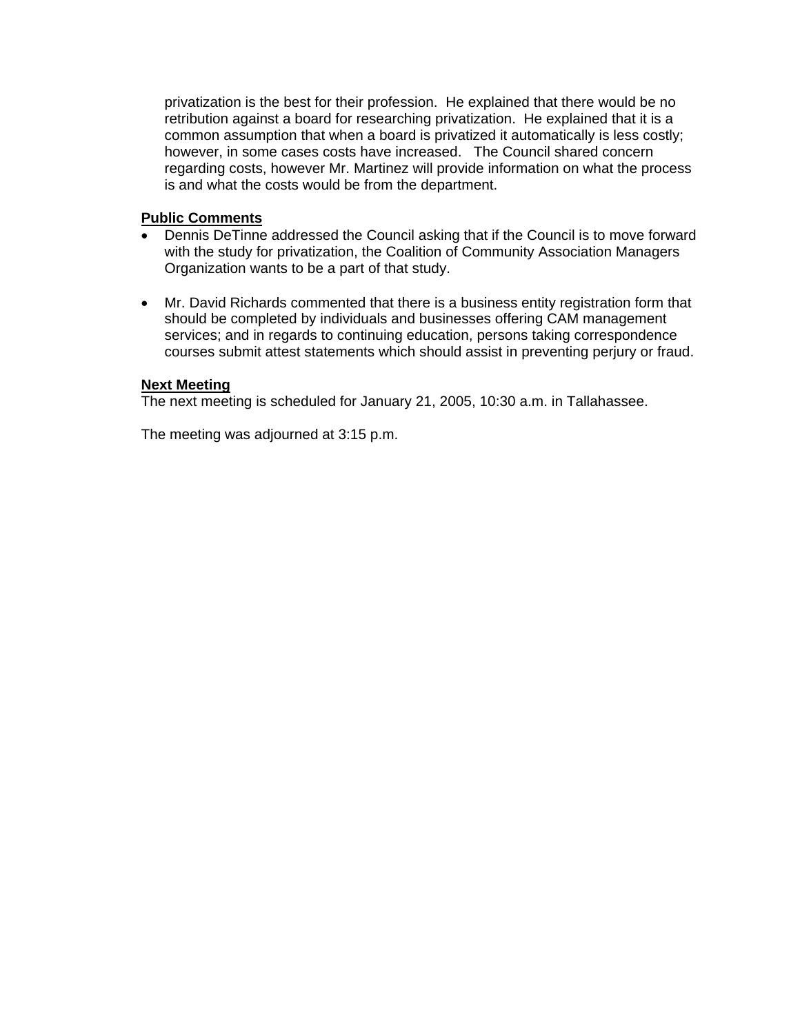privatization is the best for their profession. He explained that there would be no retribution against a board for researching privatization. He explained that it is a common assumption that when a board is privatized it automatically is less costly; however, in some cases costs have increased. The Council shared concern regarding costs, however Mr. Martinez will provide information on what the process is and what the costs would be from the department.

**Public Comments**

- Dennis DeTinne addressed the Council asking that if the Council is to move forward with the study for privatization, the Coalition of Community Association Managers Organization wants to be a part of that study.

- Mr. David Richards commented that there is a business entity registration form that should be completed by individuals and businesses offering CAM management services; and in regards to continuing education, persons taking correspondence courses submit attest statements which should assist in preventing perjury or fraud.

**Next Meeting**

The next meeting is scheduled for January 21, 2005, 10:30 a.m. in Tallahassee.

The meeting was adjourned at 3:15 p.m.